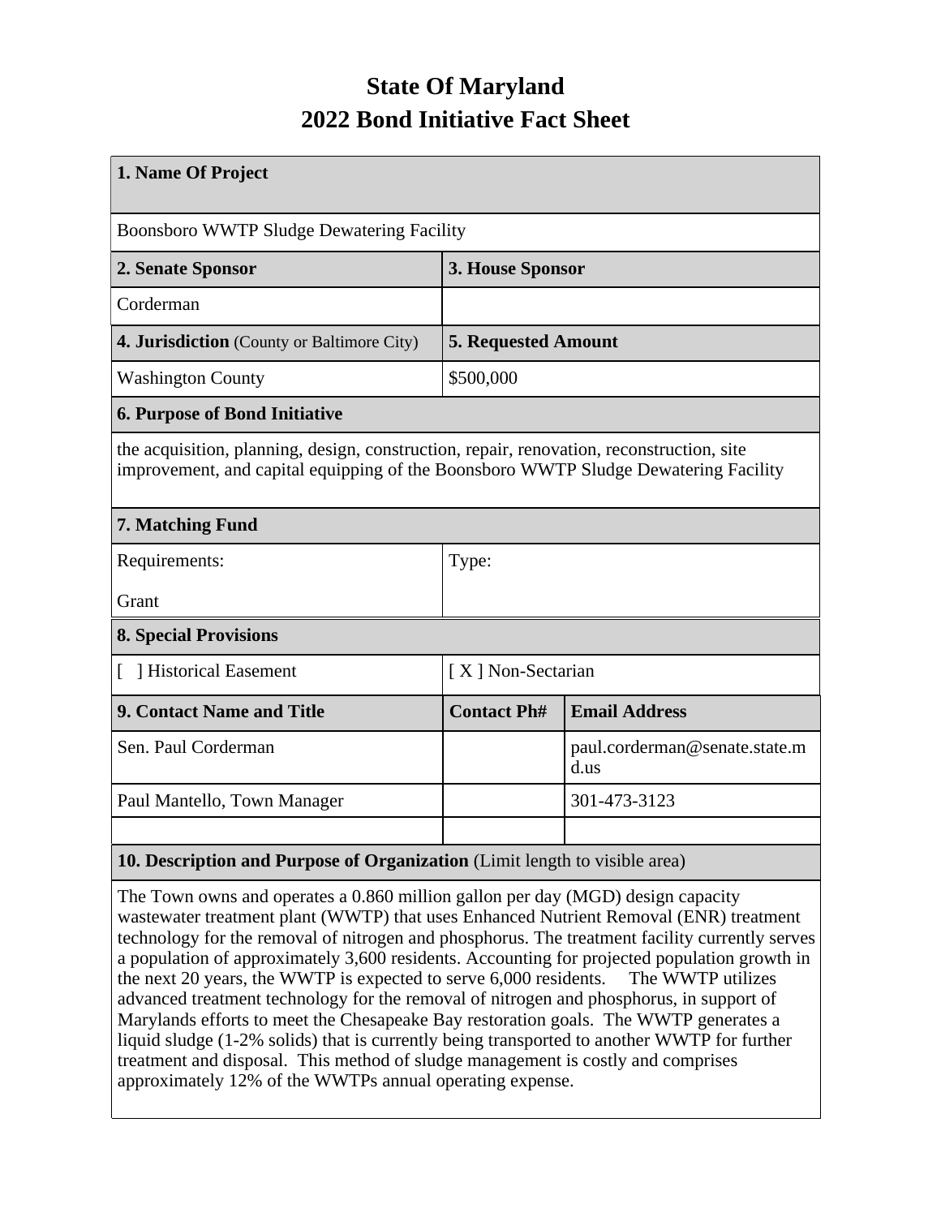# State Of Maryland
# 2022 Bond Initiative Fact Sheet

| | |
|---|---|
| **1. Name Of Project** | |
| Boonsboro WWTP Sludge Dewatering Facility | |
| **2. Senate Sponsor** | **3. House Sponsor** |
| Corderman | |
| **4. Jurisdiction** (County or Baltimore City) | **5. Requested Amount** |
| Washington County | $500,000 |
| **6. Purpose of Bond Initiative** | |
| the acquisition, planning, design, construction, repair, renovation, reconstruction, site improvement, and capital equipping of the Boonsboro WWTP Sludge Dewatering Facility | |
| **7. Matching Fund** | |
| Requirements:<br><br>Grant | Type: |
| **8. Special Provisions** | |
| [ ] Historical Easement | [ X ] Non-Sectarian |

| **9. Contact Name and Title** | **Contact Ph#** | **Email Address** |
|---|---|---|
| Sen. Paul Corderman | | paul.corderman@senate.state.md.us |
| Paul Mantello, Town Manager | | 301-473-3123 |
| | | |

**10. Description and Purpose of Organization** (Limit length to visible area)

The Town owns and operates a 0.860 million gallon per day (MGD) design capacity wastewater treatment plant (WWTP) that uses Enhanced Nutrient Removal (ENR) treatment technology for the removal of nitrogen and phosphorus. The treatment facility currently serves a population of approximately 3,600 residents. Accounting for projected population growth in the next 20 years, the WWTP is expected to serve 6,000 residents. The WWTP utilizes advanced treatment technology for the removal of nitrogen and phosphorus, in support of Marylands efforts to meet the Chesapeake Bay restoration goals. The WWTP generates a liquid sludge (1-2% solids) that is currently being transported to another WWTP for further treatment and disposal. This method of sludge management is costly and comprises approximately 12% of the WWTPs annual operating expense.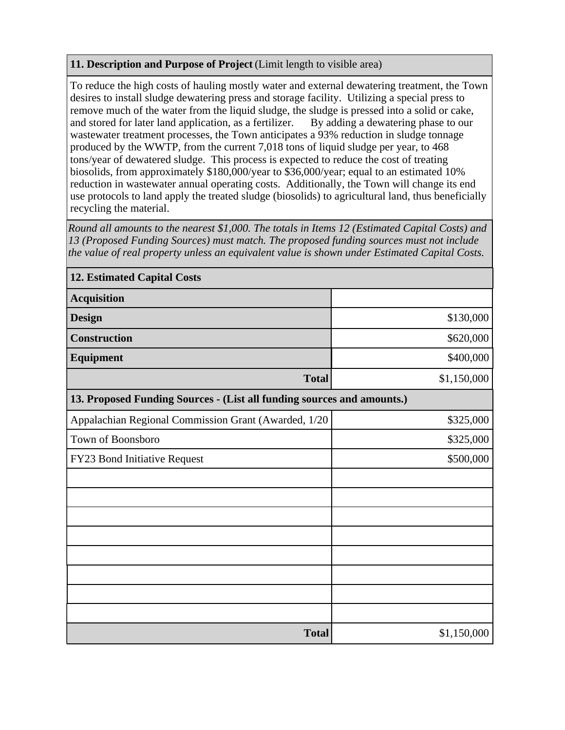**11. Description and Purpose of Project** (Limit length to visible area)

To reduce the high costs of hauling mostly water and external dewatering treatment, the Town desires to install sludge dewatering press and storage facility. Utilizing a special press to remove much of the water from the liquid sludge, the sludge is pressed into a solid or cake, and stored for later land application, as a fertilizer. By adding a dewatering phase to our wastewater treatment processes, the Town anticipates a 93% reduction in sludge tonnage produced by the WWTP, from the current 7,018 tons of liquid sludge per year, to 468 tons/year of dewatered sludge. This process is expected to reduce the cost of treating biosolids, from approximately $180,000/year to $36,000/year; equal to an estimated 10% reduction in wastewater annual operating costs. Additionally, the Town will change its end use protocols to land apply the treated sludge (biosolids) to agricultural land, thus beneficially recycling the material.

*Round all amounts to the nearest $1,000. The totals in Items 12 (Estimated Capital Costs) and 13 (Proposed Funding Sources) must match. The proposed funding sources must not include the value of real property unless an equivalent value is shown under Estimated Capital Costs.*

| **12. Estimated Capital Costs** | |
|---|---|
| **Acquisition** | |
| **Design** | $130,000 |
| **Construction** | $620,000 |
| **Equipment** | $400,000 |
| **Total** | $1,150,000 |

| **13. Proposed Funding Sources - (List all funding sources and amounts.)** | |
|---|---|
| Appalachian Regional Commission Grant (Awarded, 1/20 | $325,000 |
| Town of Boonsboro | $325,000 |
| FY23 Bond Initiative Request | $500,000 |
| | |
| | |
| | |
| | |
| | |
| | |
| | |
| | |
| **Total** | $1,150,000 |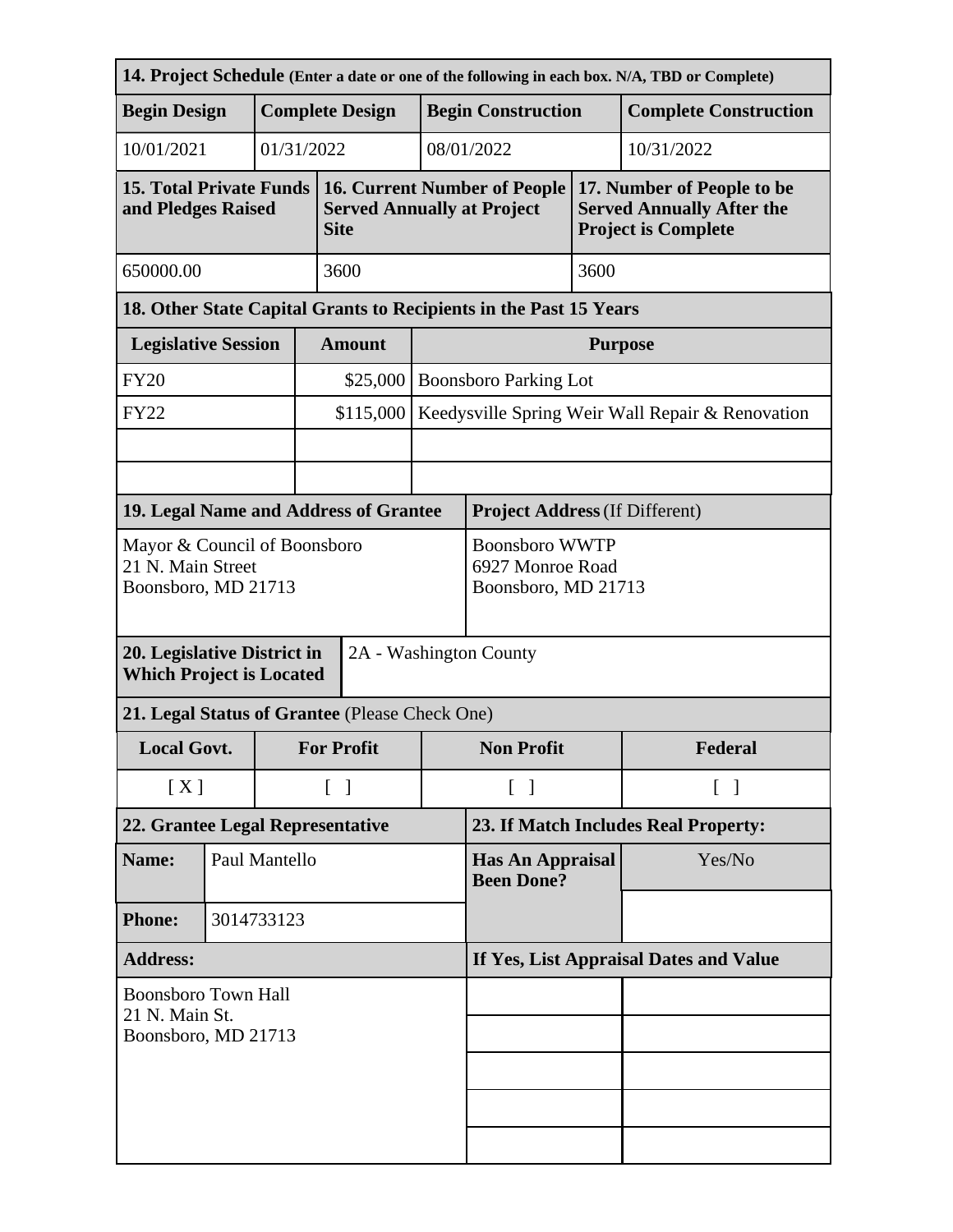**14. Project Schedule** (Enter a date or one of the following in each box. N/A, TBD or Complete)

| Begin Design | Complete Design | Begin Construction | Complete Construction |
|---|---|---|---|
| 10/01/2021 | 01/31/2022 | 08/01/2022 | 10/31/2022 |

| 15. Total Private Funds and Pledges Raised | 16. Current Number of People Served Annually at Project Site | 17. Number of People to be Served Annually After the Project is Complete |
|---|---|---|
| 650000.00 | 3600 | 3600 |

**18. Other State Capital Grants to Recipients in the Past 15 Years**

| Legislative Session | Amount | Purpose |
|---|---|---|
| FY20 | $25,000 | Boonsboro Parking Lot |
| FY22 | $115,000 | Keedysville Spring Weir Wall Repair & Renovation |
| | | |
| | | |

| 19. Legal Name and Address of Grantee | Project Address (If Different) |
|---|---|
| Mayor & Council of Boonsboro<br>21 N. Main Street<br>Boonsboro, MD 21713 | Boonsboro WWTP<br>6927 Monroe Road<br>Boonsboro, MD 21713 |

| 20. Legislative District in Which Project is Located | 2A - Washington County |
|---|---|

**21. Legal Status of Grantee** (Please Check One)

| Local Govt. | For Profit | Non Profit | Federal |
|---|---|---|---|
| [ X ] | [ ] | [ ] | [ ] |

| 22. Grantee Legal Representative | | 23. If Match Includes Real Property: | |
|---|---|---|---|
| Name: | Paul Mantello | Has An Appraisal Been Done? | Yes/No |
| Phone: | 3014733123 | | |
| Address: | | If Yes, List Appraisal Dates and Value | |
| Boonsboro Town Hall<br>21 N. Main St.<br>Boonsboro, MD 21713 | | | |
| | | | |
| | | | |
| | | | |
| | | | |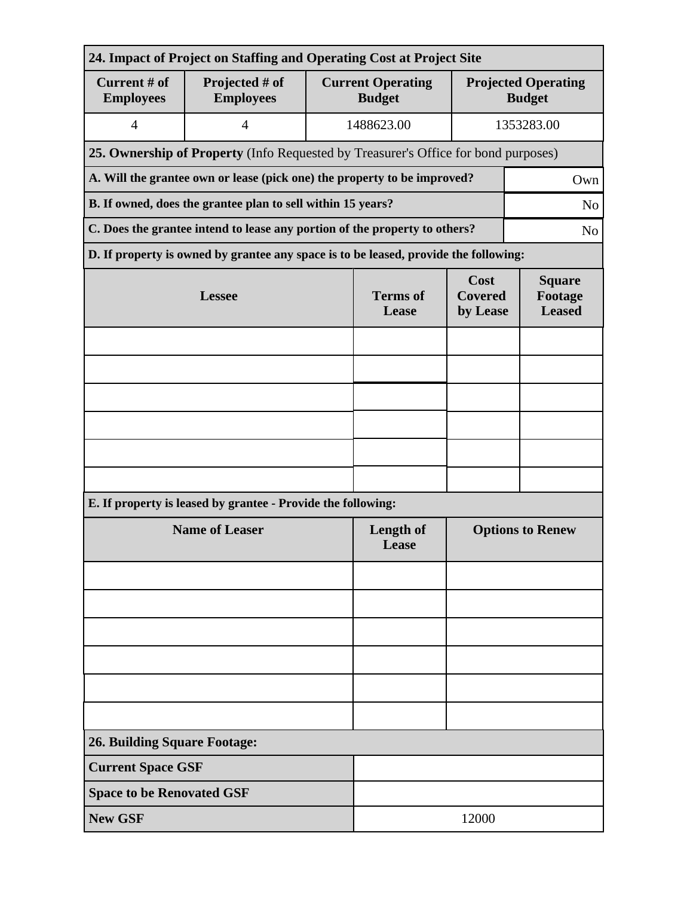**24. Impact of Project on Staffing and Operating Cost at Project Site**

| Current # of Employees | Projected # of Employees | Current Operating Budget | Projected Operating Budget |
|---|---|---|---|
| 4 | 4 | 1488623.00 | 1353283.00 |

**25. Ownership of Property** (Info Requested by Treasurer's Office for bond purposes)

| | |
|---|---|
| **A. Will the grantee own or lease (pick one) the property to be improved?** | Own |
| **B. If owned, does the grantee plan to sell within 15 years?** | No |
| **C. Does the grantee intend to lease any portion of the property to others?** | No |

**D. If property is owned by grantee any space is to be leased, provide the following:**

| Lessee | Terms of Lease | Cost Covered by Lease | Square Footage Leased |
|---|---|---|---|
| | | | |
| | | | |
| | | | |
| | | | |
| | | | |
| | | | |

**E. If property is leased by grantee - Provide the following:**

| Name of Leaser | Length of Lease | Options to Renew |
|---|---|---|
| | | |
| | | |
| | | |
| | | |
| | | |
| | | |

**26. Building Square Footage:**

| | |
|---|---|
| **Current Space GSF** | |
| **Space to be Renovated GSF** | |
| **New GSF** | 12000 |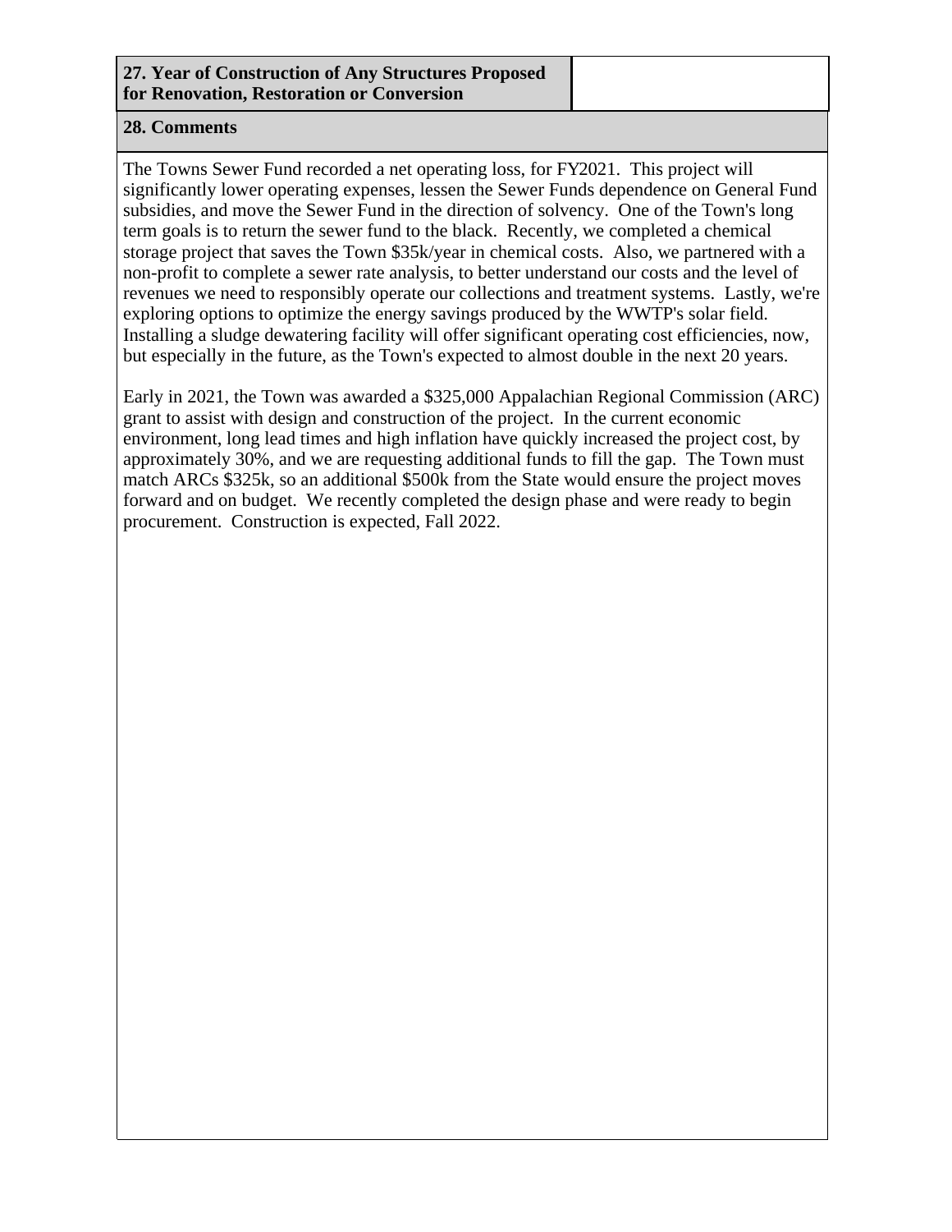| 27. Year of Construction of Any Structures Proposed for Renovation, Restoration or Conversion | |
| --- | --- |

**28. Comments**

The Towns Sewer Fund recorded a net operating loss, for FY2021. This project will significantly lower operating expenses, lessen the Sewer Funds dependence on General Fund subsidies, and move the Sewer Fund in the direction of solvency. One of the Town's long term goals is to return the sewer fund to the black. Recently, we completed a chemical storage project that saves the Town \$35k/year in chemical costs. Also, we partnered with a non-profit to complete a sewer rate analysis, to better understand our costs and the level of revenues we need to responsibly operate our collections and treatment systems. Lastly, we're exploring options to optimize the energy savings produced by the WWTP's solar field. Installing a sludge dewatering facility will offer significant operating cost efficiencies, now, but especially in the future, as the Town's expected to almost double in the next 20 years.

Early in 2021, the Town was awarded a \$325,000 Appalachian Regional Commission (ARC) grant to assist with design and construction of the project. In the current economic environment, long lead times and high inflation have quickly increased the project cost, by approximately 30%, and we are requesting additional funds to fill the gap. The Town must match ARCs \$325k, so an additional \$500k from the State would ensure the project moves forward and on budget. We recently completed the design phase and were ready to begin procurement. Construction is expected, Fall 2022.